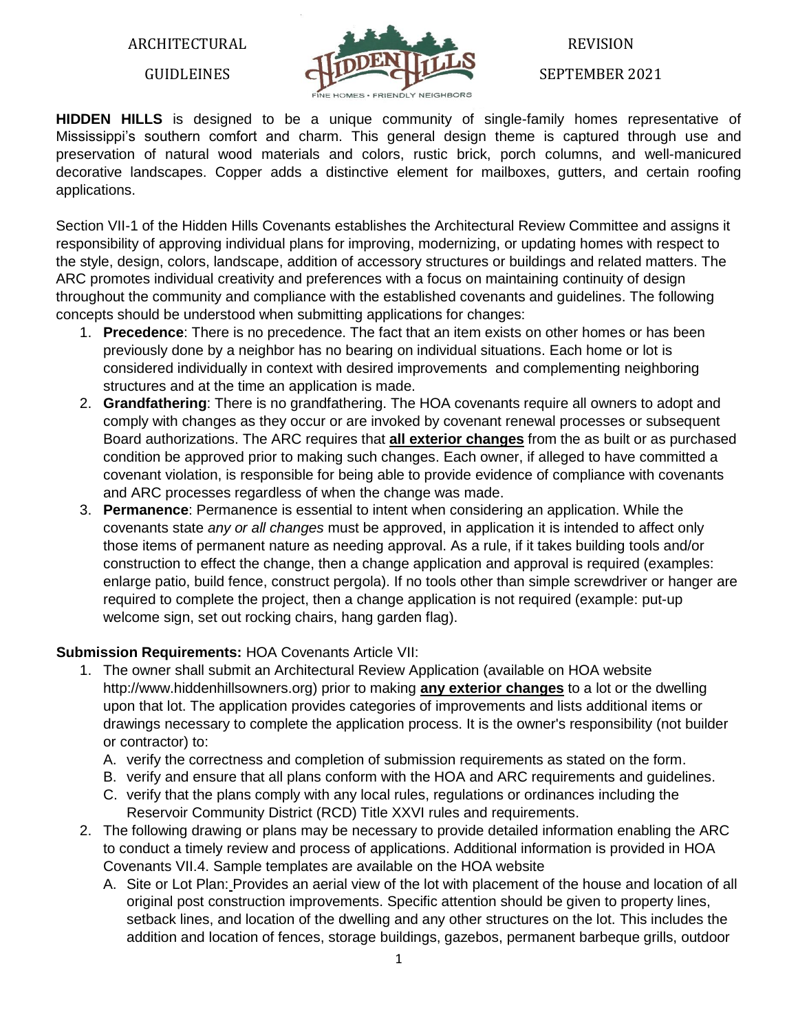ARCHITECTURAL GUIDELEINES

REVISION SEPTEMBER 2021

**HIDDEN HILLS** is designed to be a unique community of single-family homes representative of Mississippi's southern comfort and charm. This general design theme is captured through use and preservation of natural wood materials and colors, rustic brick, porch columns, and well-manicured decorative landscapes. Copper adds a distinctive element for mailboxes, gutters, and certain roofing applications.

Section VII-1 of the Hidden Hills Covenants establishes the Architectural Review Committee and assigns it responsibility of approving individual plans for improving, modernizing, or updating homes with respect to the style, design, colors, landscape, addition of accessory structures or buildings and related matters. The ARC promotes individual creativity and preferences with a focus on maintaining continuity of design throughout the community and compliance with the established covenants and guidelines. The following concepts should be understood when submitting applications for changes:

1. **Precedence**: There is no precedence. The fact that an item exists on other homes or has been previously done by a neighbor has no bearing on individual situations. Each home or lot is considered individually in context with desired improvements and complementing neighboring structures and at the time an application is made.
2. **Grandfathering**: There is no grandfathering. The HOA covenants require all owners to adopt and comply with changes as they occur or are invoked by covenant renewal processes or subsequent Board authorizations. The ARC requires that **all exterior changes** from the as built or as purchased condition be approved prior to making such changes. Each owner, if alleged to have committed a covenant violation, is responsible for being able to provide evidence of compliance with covenants and ARC processes regardless of when the change was made.
3. **Permanence**: Permanence is essential to intent when considering an application. While the covenants state *any or all changes* must be approved, in application it is intended to affect only those items of permanent nature as needing approval. As a rule, if it takes building tools and/or construction to effect the change, then a change application and approval is required (examples: enlarge patio, build fence, construct pergola). If no tools other than simple screwdriver or hanger are required to complete the project, then a change application is not required (example: put-up welcome sign, set out rocking chairs, hang garden flag).

**Submission Requirements:** HOA Covenants Article VII:

1. The owner shall submit an Architectural Review Application (available on HOA website http://www.hiddenhillsowners.org) prior to making **any exterior changes** to a lot or the dwelling upon that lot. The application provides categories of improvements and lists additional items or drawings necessary to complete the application process. It is the owner's responsibility (not builder or contractor) to:
   A. verify the correctness and completion of submission requirements as stated on the form.
   B. verify and ensure that all plans conform with the HOA and ARC requirements and guidelines.
   C. verify that the plans comply with any local rules, regulations or ordinances including the Reservoir Community District (RCD) Title XXVI rules and requirements.
2. The following drawing or plans may be necessary to provide detailed information enabling the ARC to conduct a timely review and process of applications. Additional information is provided in HOA Covenants VII.4. Sample templates are available on the HOA website
   A. Site or Lot Plan: Provides an aerial view of the lot with placement of the house and location of all original post construction improvements. Specific attention should be given to property lines, setback lines, and location of the dwelling and any other structures on the lot. This includes the addition and location of fences, storage buildings, gazebos, permanent barbeque grills, outdoor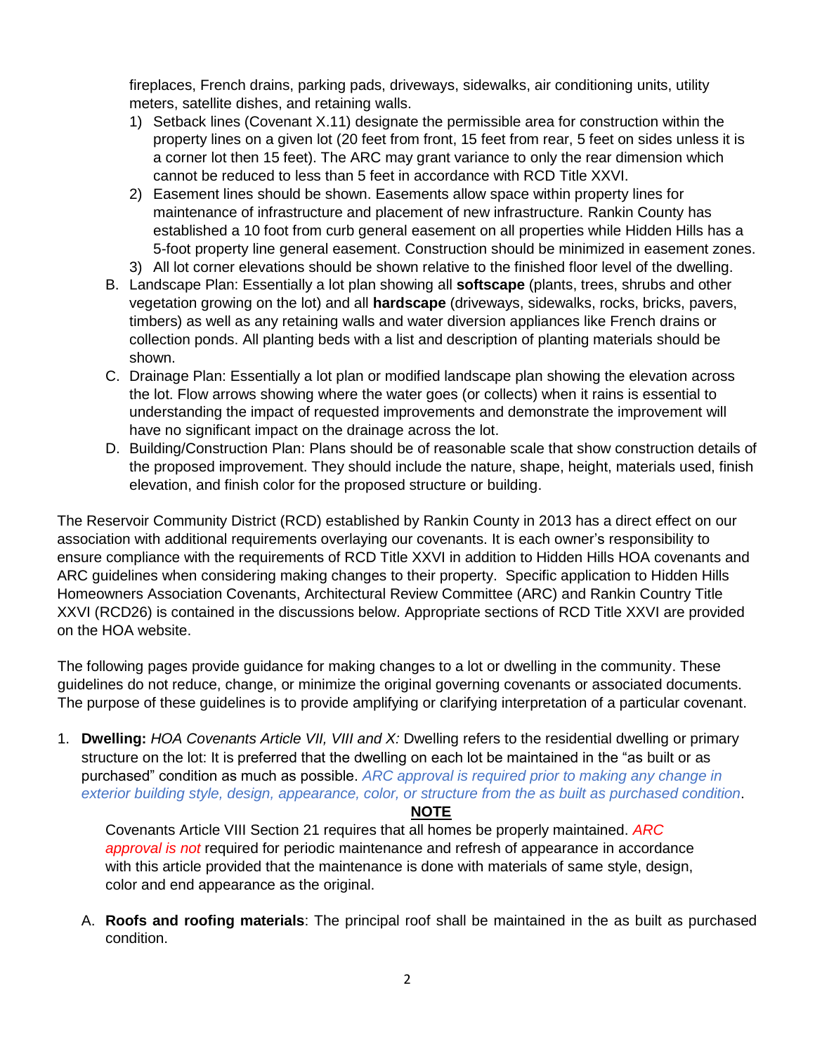fireplaces, French drains, parking pads, driveways, sidewalks, air conditioning units, utility meters, satellite dishes, and retaining walls.

1) Setback lines (Covenant X.11) designate the permissible area for construction within the property lines on a given lot (20 feet from front, 15 feet from rear, 5 feet on sides unless it is a corner lot then 15 feet). The ARC may grant variance to only the rear dimension which cannot be reduced to less than 5 feet in accordance with RCD Title XXVI.
2) Easement lines should be shown. Easements allow space within property lines for maintenance of infrastructure and placement of new infrastructure. Rankin County has established a 10 foot from curb general easement on all properties while Hidden Hills has a 5-foot property line general easement. Construction should be minimized in easement zones.
3) All lot corner elevations should be shown relative to the finished floor level of the dwelling.

B. Landscape Plan: Essentially a lot plan showing all **softscape** (plants, trees, shrubs and other vegetation growing on the lot) and all **hardscape** (driveways, sidewalks, rocks, bricks, pavers, timbers) as well as any retaining walls and water diversion appliances like French drains or collection ponds. All planting beds with a list and description of planting materials should be shown.

C. Drainage Plan: Essentially a lot plan or modified landscape plan showing the elevation across the lot. Flow arrows showing where the water goes (or collects) when it rains is essential to understanding the impact of requested improvements and demonstrate the improvement will have no significant impact on the drainage across the lot.

D. Building/Construction Plan: Plans should be of reasonable scale that show construction details of the proposed improvement. They should include the nature, shape, height, materials used, finish elevation, and finish color for the proposed structure or building.

The Reservoir Community District (RCD) established by Rankin County in 2013 has a direct effect on our association with additional requirements overlaying our covenants. It is each owner's responsibility to ensure compliance with the requirements of RCD Title XXVI in addition to Hidden Hills HOA covenants and ARC guidelines when considering making changes to their property. Specific application to Hidden Hills Homeowners Association Covenants, Architectural Review Committee (ARC) and Rankin Country Title XXVI (RCD26) is contained in the discussions below. Appropriate sections of RCD Title XXVI are provided on the HOA website.

The following pages provide guidance for making changes to a lot or dwelling in the community. These guidelines do not reduce, change, or minimize the original governing covenants or associated documents. The purpose of these guidelines is to provide amplifying or clarifying interpretation of a particular covenant.

1. **Dwelling:** *HOA Covenants Article VII, VIII and X:* Dwelling refers to the residential dwelling or primary structure on the lot: It is preferred that the dwelling on each lot be maintained in the "as built or as purchased" condition as much as possible. *ARC approval is required prior to making any change in exterior building style, design, appearance, color, or structure from the as built as purchased condition*.

**NOTE**

Covenants Article VIII Section 21 requires that all homes be properly maintained. *ARC approval is not* required for periodic maintenance and refresh of appearance in accordance with this article provided that the maintenance is done with materials of same style, design, color and end appearance as the original.

A. **Roofs and roofing materials**: The principal roof shall be maintained in the as built as purchased condition.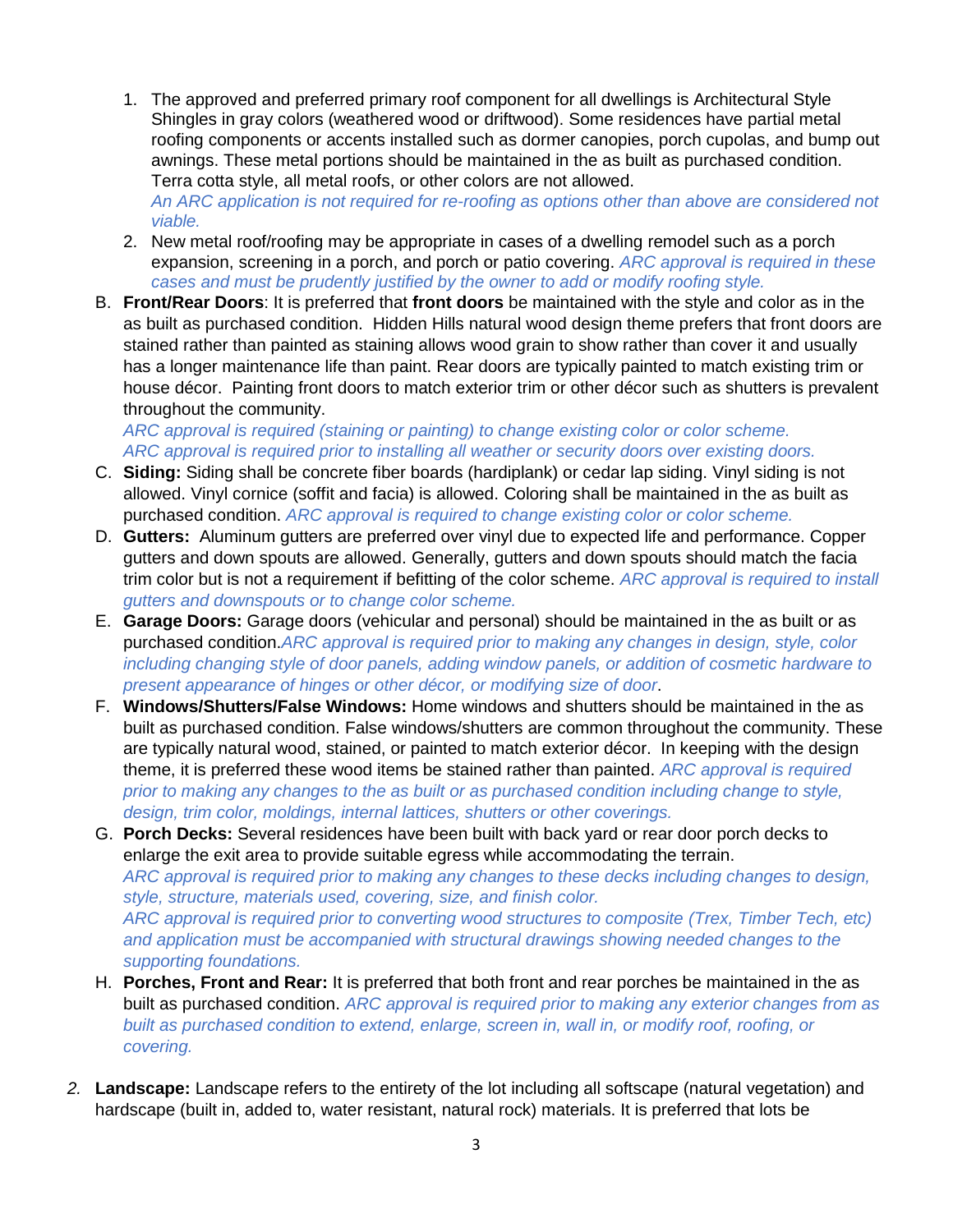1. The approved and preferred primary roof component for all dwellings is Architectural Style Shingles in gray colors (weathered wood or driftwood). Some residences have partial metal roofing components or accents installed such as dormer canopies, porch cupolas, and bump out awnings. These metal portions should be maintained in the as built as purchased condition. Terra cotta style, all metal roofs, or other colors are not allowed.
   *An ARC application is not required for re-roofing as options other than above are considered not viable.*
2. New metal roof/roofing may be appropriate in cases of a dwelling remodel such as a porch expansion, screening in a porch, and porch or patio covering. *ARC approval is required in these cases and must be prudently justified by the owner to add or modify roofing style.*

B. **Front/Rear Doors**: It is preferred that **front doors** be maintained with the style and color as in the as built as purchased condition. Hidden Hills natural wood design theme prefers that front doors are stained rather than painted as staining allows wood grain to show rather than cover it and usually has a longer maintenance life than paint. Rear doors are typically painted to match existing trim or house décor. Painting front doors to match exterior trim or other décor such as shutters is prevalent throughout the community.
*ARC approval is required (staining or painting) to change existing color or color scheme.*
*ARC approval is required prior to installing all weather or security doors over existing doors.*

C. **Siding:** Siding shall be concrete fiber boards (hardiplank) or cedar lap siding. Vinyl siding is not allowed. Vinyl cornice (soffit and facia) is allowed. Coloring shall be maintained in the as built as purchased condition. *ARC approval is required to change existing color or color scheme.*

D. **Gutters:** Aluminum gutters are preferred over vinyl due to expected life and performance. Copper gutters and down spouts are allowed. Generally, gutters and down spouts should match the facia trim color but is not a requirement if befitting of the color scheme. *ARC approval is required to install gutters and downspouts or to change color scheme.*

E. **Garage Doors:** Garage doors (vehicular and personal) should be maintained in the as built or as purchased condition.*ARC approval is required prior to making any changes in design, style, color including changing style of door panels, adding window panels, or addition of cosmetic hardware to present appearance of hinges or other décor, or modifying size of door*.

F. **Windows/Shutters/False Windows:** Home windows and shutters should be maintained in the as built as purchased condition. False windows/shutters are common throughout the community. These are typically natural wood, stained, or painted to match exterior décor. In keeping with the design theme, it is preferred these wood items be stained rather than painted. *ARC approval is required prior to making any changes to the as built or as purchased condition including change to style, design, trim color, moldings, internal lattices, shutters or other coverings.*

G. **Porch Decks:** Several residences have been built with back yard or rear door porch decks to enlarge the exit area to provide suitable egress while accommodating the terrain.
*ARC approval is required prior to making any changes to these decks including changes to design, style, structure, materials used, covering, size, and finish color.*
*ARC approval is required prior to converting wood structures to composite (Trex, Timber Tech, etc) and application must be accompanied with structural drawings showing needed changes to the supporting foundations.*

H. **Porches, Front and Rear:** It is preferred that both front and rear porches be maintained in the as built as purchased condition. *ARC approval is required prior to making any exterior changes from as built as purchased condition to extend, enlarge, screen in, wall in, or modify roof, roofing, or covering.*

*2.* **Landscape:** Landscape refers to the entirety of the lot including all softscape (natural vegetation) and hardscape (built in, added to, water resistant, natural rock) materials. It is preferred that lots be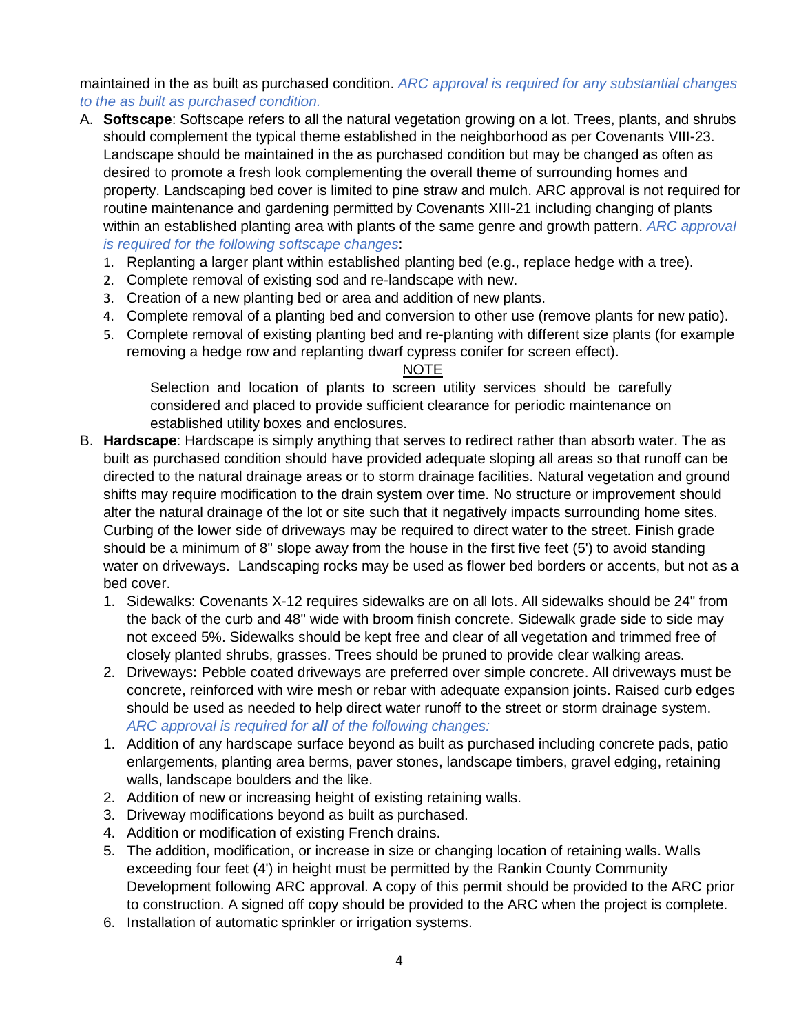maintained in the as built as purchased condition. *ARC approval is required for any substantial changes to the as built as purchased condition.*

A. **Softscape**: Softscape refers to all the natural vegetation growing on a lot. Trees, plants, and shrubs should complement the typical theme established in the neighborhood as per Covenants VIII-23. Landscape should be maintained in the as purchased condition but may be changed as often as desired to promote a fresh look complementing the overall theme of surrounding homes and property. Landscaping bed cover is limited to pine straw and mulch. ARC approval is not required for routine maintenance and gardening permitted by Covenants XIII-21 including changing of plants within an established planting area with plants of the same genre and growth pattern. *ARC approval is required for the following softscape changes*:
    1. Replanting a larger plant within established planting bed (e.g., replace hedge with a tree).
    2. Complete removal of existing sod and re-landscape with new.
    3. Creation of a new planting bed or area and addition of new plants.
    4. Complete removal of a planting bed and conversion to other use (remove plants for new patio).
    5. Complete removal of existing planting bed and re-planting with different size plants (for example removing a hedge row and replanting dwarf cypress conifer for screen effect).

    NOTE

    Selection and location of plants to screen utility services should be carefully considered and placed to provide sufficient clearance for periodic maintenance on established utility boxes and enclosures.

B. **Hardscape**: Hardscape is simply anything that serves to redirect rather than absorb water. The as built as purchased condition should have provided adequate sloping all areas so that runoff can be directed to the natural drainage areas or to storm drainage facilities. Natural vegetation and ground shifts may require modification to the drain system over time. No structure or improvement should alter the natural drainage of the lot or site such that it negatively impacts surrounding home sites. Curbing of the lower side of driveways may be required to direct water to the street. Finish grade should be a minimum of 8" slope away from the house in the first five feet (5') to avoid standing water on driveways. Landscaping rocks may be used as flower bed borders or accents, but not as a bed cover.
    1. Sidewalks: Covenants X-12 requires sidewalks are on all lots. All sidewalks should be 24" from the back of the curb and 48" wide with broom finish concrete. Sidewalk grade side to side may not exceed 5%. Sidewalks should be kept free and clear of all vegetation and trimmed free of closely planted shrubs, grasses. Trees should be pruned to provide clear walking areas.
    2. Driveways**:** Pebble coated driveways are preferred over simple concrete. All driveways must be concrete, reinforced with wire mesh or rebar with adequate expansion joints. Raised curb edges should be used as needed to help direct water runoff to the street or storm drainage system. *ARC approval is required for **all** of the following changes:*

    1. Addition of any hardscape surface beyond as built as purchased including concrete pads, patio enlargements, planting area berms, paver stones, landscape timbers, gravel edging, retaining walls, landscape boulders and the like.
    2. Addition of new or increasing height of existing retaining walls.
    3. Driveway modifications beyond as built as purchased.
    4. Addition or modification of existing French drains.
    5. The addition, modification, or increase in size or changing location of retaining walls. Walls exceeding four feet (4') in height must be permitted by the Rankin County Community Development following ARC approval. A copy of this permit should be provided to the ARC prior to construction. A signed off copy should be provided to the ARC when the project is complete.
    6. Installation of automatic sprinkler or irrigation systems.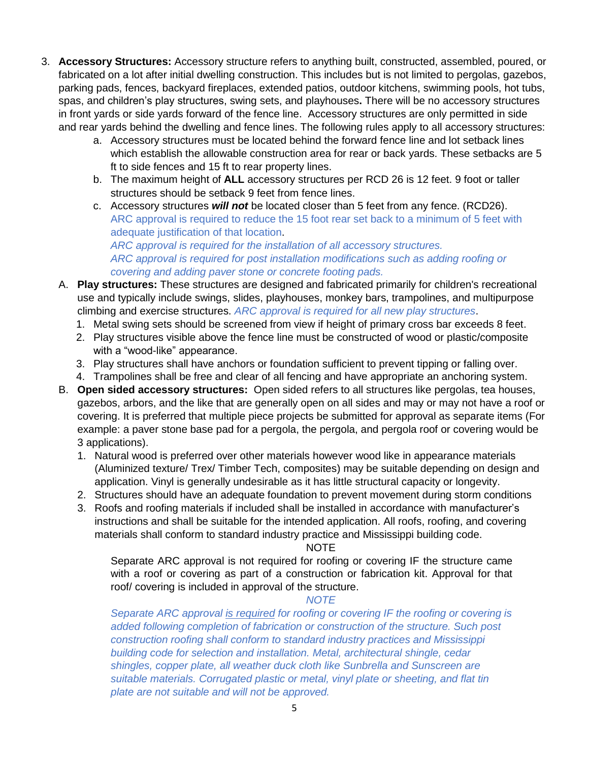3. **Accessory Structures:** Accessory structure refers to anything built, constructed, assembled, poured, or fabricated on a lot after initial dwelling construction. This includes but is not limited to pergolas, gazebos, parking pads, fences, backyard fireplaces, extended patios, outdoor kitchens, swimming pools, hot tubs, spas, and children's play structures, swing sets, and playhouses**.** There will be no accessory structures in front yards or side yards forward of the fence line. Accessory structures are only permitted in side and rear yards behind the dwelling and fence lines. The following rules apply to all accessory structures:
   a. Accessory structures must be located behind the forward fence line and lot setback lines which establish the allowable construction area for rear or back yards. These setbacks are 5 ft to side fences and 15 ft to rear property lines.
   b. The maximum height of **ALL** accessory structures per RCD 26 is 12 feet. 9 foot or taller structures should be setback 9 feet from fence lines.
   c. Accessory structures ***will not*** be located closer than 5 feet from any fence. (RCD26). ARC approval is required to reduce the 15 foot rear set back to a minimum of 5 feet with adequate justification of that location.
      *ARC approval is required for the installation of all accessory structures.*
      *ARC approval is required for post installation modifications such as adding roofing or covering and adding paver stone or concrete footing pads.*

A. **Play structures:** These structures are designed and fabricated primarily for children's recreational use and typically include swings, slides, playhouses, monkey bars, trampolines, and multipurpose climbing and exercise structures. *ARC approval is required for all new play structures*.
   1. Metal swing sets should be screened from view if height of primary cross bar exceeds 8 feet.
   2. Play structures visible above the fence line must be constructed of wood or plastic/composite with a "wood-like" appearance.
   3. Play structures shall have anchors or foundation sufficient to prevent tipping or falling over.
   4. Trampolines shall be free and clear of all fencing and have appropriate an anchoring system.

B. **Open sided accessory structures:** Open sided refers to all structures like pergolas, tea houses, gazebos, arbors, and the like that are generally open on all sides and may or may not have a roof or covering. It is preferred that multiple piece projects be submitted for approval as separate items (For example: a paver stone base pad for a pergola, the pergola, and pergola roof or covering would be 3 applications).
   1. Natural wood is preferred over other materials however wood like in appearance materials (Aluminized texture/ Trex/ Timber Tech, composites) may be suitable depending on design and application. Vinyl is generally undesirable as it has little structural capacity or longevity.
   2. Structures should have an adequate foundation to prevent movement during storm conditions
   3. Roofs and roofing materials if included shall be installed in accordance with manufacturer's instructions and shall be suitable for the intended application. All roofs, roofing, and covering materials shall conform to standard industry practice and Mississippi building code.

NOTE

Separate ARC approval is not required for roofing or covering IF the structure came with a roof or covering as part of a construction or fabrication kit. Approval for that roof/ covering is included in approval of the structure.

*NOTE*

*Separate ARC approval is required for roofing or covering IF the roofing or covering is added following completion of fabrication or construction of the structure. Such post construction roofing shall conform to standard industry practices and Mississippi building code for selection and installation. Metal, architectural shingle, cedar shingles, copper plate, all weather duck cloth like Sunbrella and Sunscreen are suitable materials. Corrugated plastic or metal, vinyl plate or sheeting, and flat tin plate are not suitable and will not be approved.*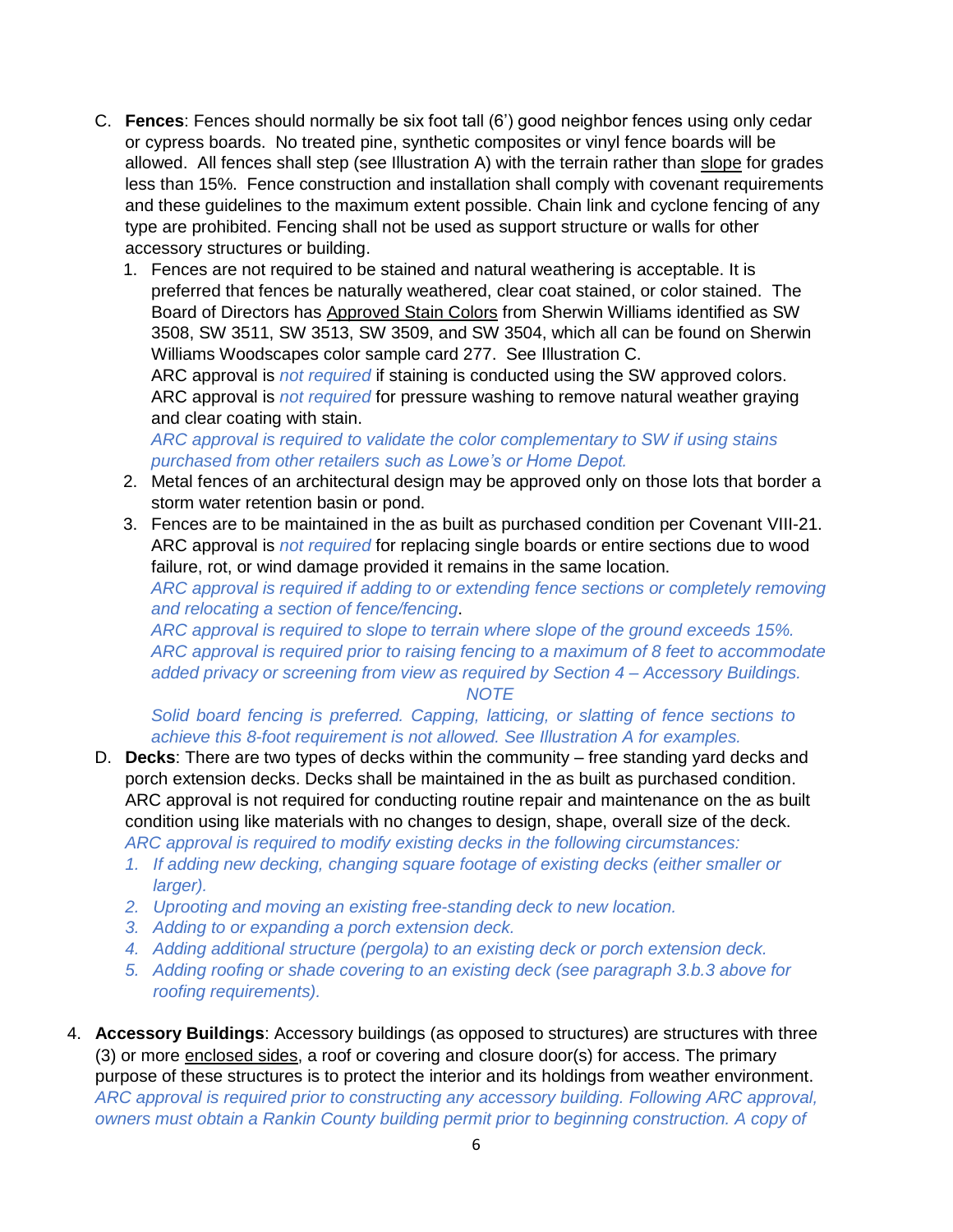C. **Fences**: Fences should normally be six foot tall (6') good neighbor fences using only cedar or cypress boards. No treated pine, synthetic composites or vinyl fence boards will be allowed. All fences shall step (see Illustration A) with the terrain rather than slope for grades less than 15%. Fence construction and installation shall comply with covenant requirements and these guidelines to the maximum extent possible. Chain link and cyclone fencing of any type are prohibited. Fencing shall not be used as support structure or walls for other accessory structures or building.

   1. Fences are not required to be stained and natural weathering is acceptable. It is preferred that fences be naturally weathered, clear coat stained, or color stained. The Board of Directors has Approved Stain Colors from Sherwin Williams identified as SW 3508, SW 3511, SW 3513, SW 3509, and SW 3504, which all can be found on Sherwin Williams Woodscapes color sample card 277. See Illustration C.
      ARC approval is *not required* if staining is conducted using the SW approved colors.
      ARC approval is *not required* for pressure washing to remove natural weather graying and clear coating with stain.
      *ARC approval is required to validate the color complementary to SW if using stains purchased from other retailers such as Lowe's or Home Depot.*
   2. Metal fences of an architectural design may be approved only on those lots that border a storm water retention basin or pond.
   3. Fences are to be maintained in the as built as purchased condition per Covenant VIII-21. ARC approval is *not required* for replacing single boards or entire sections due to wood failure, rot, or wind damage provided it remains in the same location.
      *ARC approval is required if adding to or extending fence sections or completely removing and relocating a section of fence/fencing*.
      *ARC approval is required to slope to terrain where slope of the ground exceeds 15%.*
      *ARC approval is required prior to raising fencing to a maximum of 8 feet to accommodate added privacy or screening from view as required by Section 4 – Accessory Buildings.*

      *NOTE*

      *Solid board fencing is preferred. Capping, latticing, or slatting of fence sections to achieve this 8-foot requirement is not allowed. See Illustration A for examples.*

D. **Decks**: There are two types of decks within the community – free standing yard decks and porch extension decks. Decks shall be maintained in the as built as purchased condition. ARC approval is not required for conducting routine repair and maintenance on the as built condition using like materials with no changes to design, shape, overall size of the deck.
   *ARC approval is required to modify existing decks in the following circumstances:*
   1. *If adding new decking, changing square footage of existing decks (either smaller or larger).*
   2. *Uprooting and moving an existing free-standing deck to new location.*
   3. *Adding to or expanding a porch extension deck.*
   4. *Adding additional structure (pergola) to an existing deck or porch extension deck.*
   5. *Adding roofing or shade covering to an existing deck (see paragraph 3.b.3 above for roofing requirements).*

4. **Accessory Buildings**: Accessory buildings (as opposed to structures) are structures with three (3) or more enclosed sides, a roof or covering and closure door(s) for access. The primary purpose of these structures is to protect the interior and its holdings from weather environment. *ARC approval is required prior to constructing any accessory building. Following ARC approval, owners must obtain a Rankin County building permit prior to beginning construction. A copy of*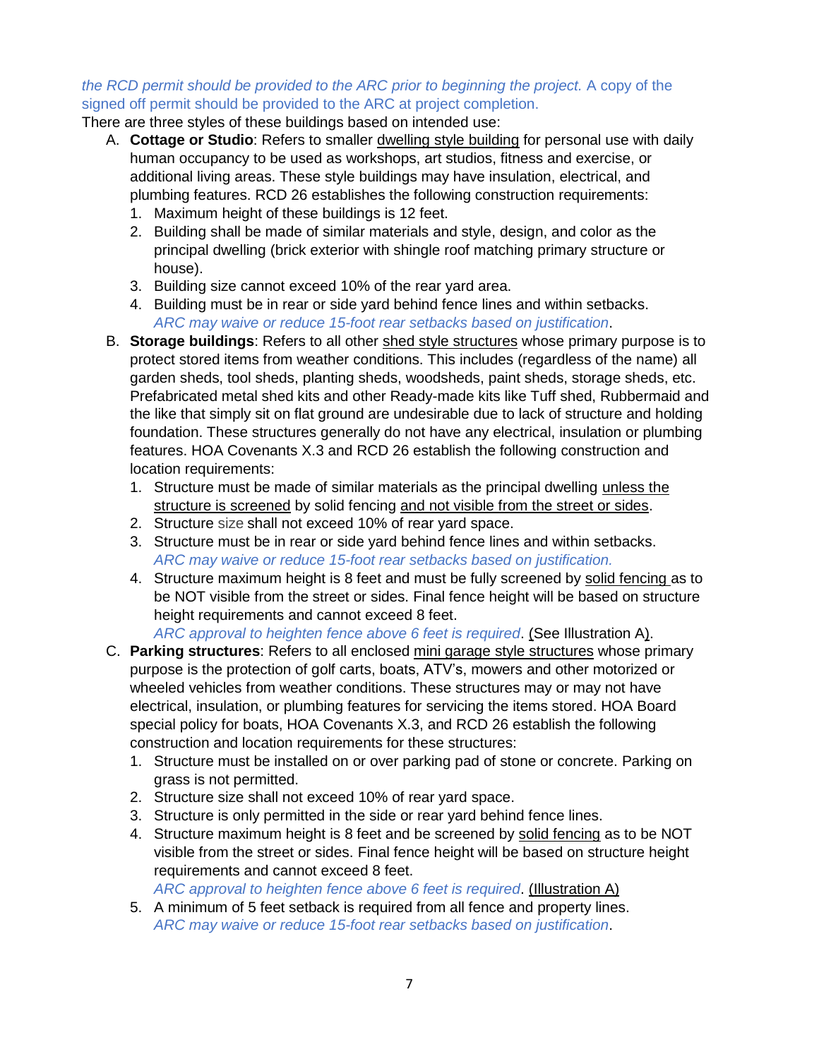*the RCD permit should be provided to the ARC prior to beginning the project.* A copy of the signed off permit should be provided to the ARC at project completion.

There are three styles of these buildings based on intended use:

A. **Cottage or Studio**: Refers to smaller dwelling style building for personal use with daily human occupancy to be used as workshops, art studios, fitness and exercise, or additional living areas. These style buildings may have insulation, electrical, and plumbing features. RCD 26 establishes the following construction requirements:
   1. Maximum height of these buildings is 12 feet.
   2. Building shall be made of similar materials and style, design, and color as the principal dwelling (brick exterior with shingle roof matching primary structure or house).
   3. Building size cannot exceed 10% of the rear yard area.
   4. Building must be in rear or side yard behind fence lines and within setbacks. *ARC may waive or reduce 15-foot rear setbacks based on justification*.

B. **Storage buildings**: Refers to all other shed style structures whose primary purpose is to protect stored items from weather conditions. This includes (regardless of the name) all garden sheds, tool sheds, planting sheds, woodsheds, paint sheds, storage sheds, etc. Prefabricated metal shed kits and other Ready-made kits like Tuff shed, Rubbermaid and the like that simply sit on flat ground are undesirable due to lack of structure and holding foundation. These structures generally do not have any electrical, insulation or plumbing features. HOA Covenants X.3 and RCD 26 establish the following construction and location requirements:
   1. Structure must be made of similar materials as the principal dwelling unless the structure is screened by solid fencing and not visible from the street or sides.
   2. Structure size shall not exceed 10% of rear yard space.
   3. Structure must be in rear or side yard behind fence lines and within setbacks. *ARC may waive or reduce 15-foot rear setbacks based on justification.*
   4. Structure maximum height is 8 feet and must be fully screened by solid fencing as to be NOT visible from the street or sides. Final fence height will be based on structure height requirements and cannot exceed 8 feet.
      *ARC approval to heighten fence above 6 feet is required*. (See Illustration A).

C. **Parking structures**: Refers to all enclosed mini garage style structures whose primary purpose is the protection of golf carts, boats, ATV's, mowers and other motorized or wheeled vehicles from weather conditions. These structures may or may not have electrical, insulation, or plumbing features for servicing the items stored. HOA Board special policy for boats, HOA Covenants X.3, and RCD 26 establish the following construction and location requirements for these structures:
   1. Structure must be installed on or over parking pad of stone or concrete. Parking on grass is not permitted.
   2. Structure size shall not exceed 10% of rear yard space.
   3. Structure is only permitted in the side or rear yard behind fence lines.
   4. Structure maximum height is 8 feet and be screened by solid fencing as to be NOT visible from the street or sides. Final fence height will be based on structure height requirements and cannot exceed 8 feet.
      *ARC approval to heighten fence above 6 feet is required*. (Illustration A)
   5. A minimum of 5 feet setback is required from all fence and property lines.
      *ARC may waive or reduce 15-foot rear setbacks based on justification*.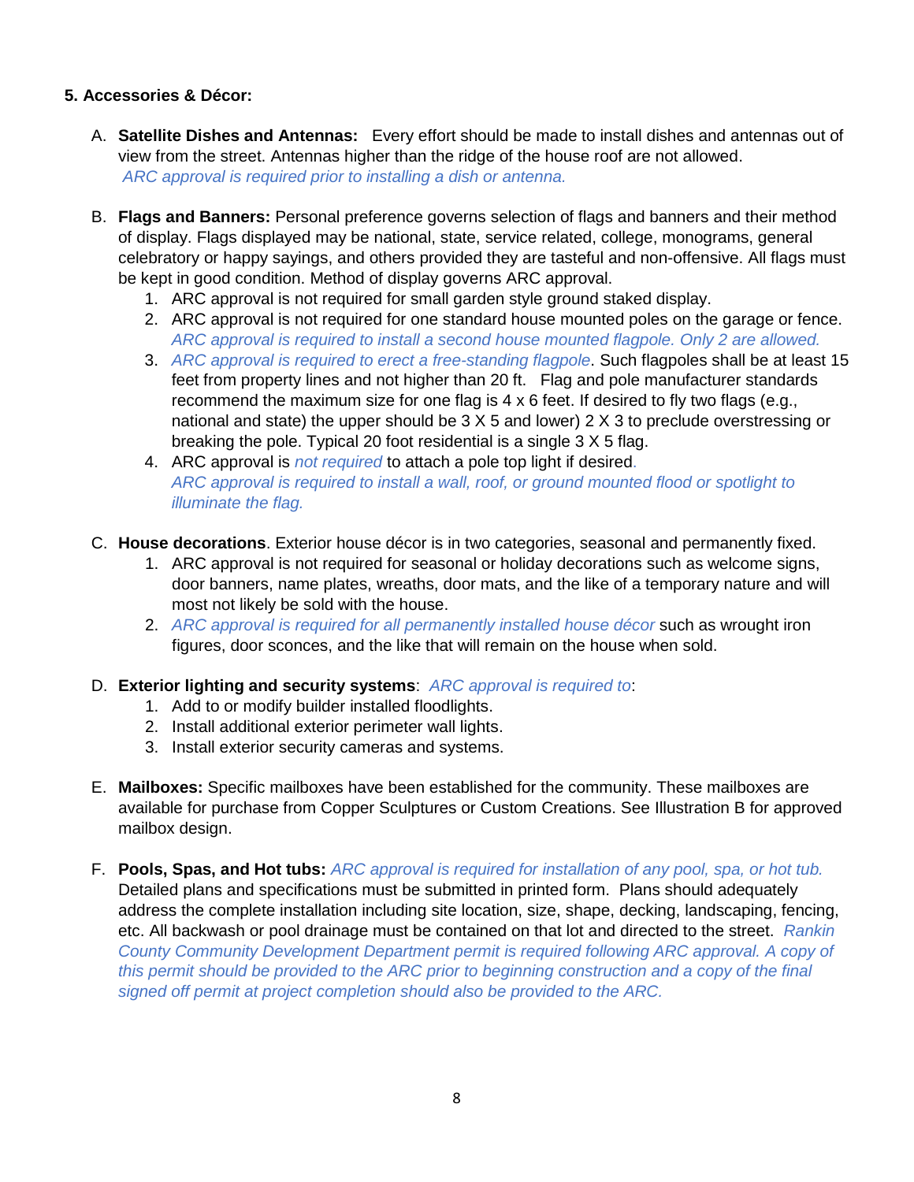**5. Accessories & Décor:**

A. **Satellite Dishes and Antennas:** Every effort should be made to install dishes and antennas out of view from the street. Antennas higher than the ridge of the house roof are not allowed. *ARC approval is required prior to installing a dish or antenna.*

B. **Flags and Banners:** Personal preference governs selection of flags and banners and their method of display. Flags displayed may be national, state, service related, college, monograms, general celebratory or happy sayings, and others provided they are tasteful and non-offensive. All flags must be kept in good condition. Method of display governs ARC approval.

   1. ARC approval is not required for small garden style ground staked display.
   2. ARC approval is not required for one standard house mounted poles on the garage or fence. *ARC approval is required to install a second house mounted flagpole. Only 2 are allowed.*
   3. *ARC approval is required to erect a free-standing flagpole*. Such flagpoles shall be at least 15 feet from property lines and not higher than 20 ft. Flag and pole manufacturer standards recommend the maximum size for one flag is 4 x 6 feet. If desired to fly two flags (e.g., national and state) the upper should be 3 X 5 and lower) 2 X 3 to preclude overstressing or breaking the pole. Typical 20 foot residential is a single 3 X 5 flag.
   4. ARC approval is *not required* to attach a pole top light if desired. *ARC approval is required to install a wall, roof, or ground mounted flood or spotlight to illuminate the flag.*

C. **House decorations**. Exterior house décor is in two categories, seasonal and permanently fixed.

   1. ARC approval is not required for seasonal or holiday decorations such as welcome signs, door banners, name plates, wreaths, door mats, and the like of a temporary nature and will most not likely be sold with the house.
   2. *ARC approval is required for all permanently installed house décor* such as wrought iron figures, door sconces, and the like that will remain on the house when sold.

D. **Exterior lighting and security systems**: *ARC approval is required to*:

   1. Add to or modify builder installed floodlights.
   2. Install additional exterior perimeter wall lights.
   3. Install exterior security cameras and systems.

E. **Mailboxes:** Specific mailboxes have been established for the community. These mailboxes are available for purchase from Copper Sculptures or Custom Creations. See Illustration B for approved mailbox design.

F. **Pools, Spas, and Hot tubs:** *ARC approval is required for installation of any pool, spa, or hot tub.* Detailed plans and specifications must be submitted in printed form. Plans should adequately address the complete installation including site location, size, shape, decking, landscaping, fencing, etc. All backwash or pool drainage must be contained on that lot and directed to the street. *Rankin County Community Development Department permit is required following ARC approval. A copy of this permit should be provided to the ARC prior to beginning construction and a copy of the final signed off permit at project completion should also be provided to the ARC.*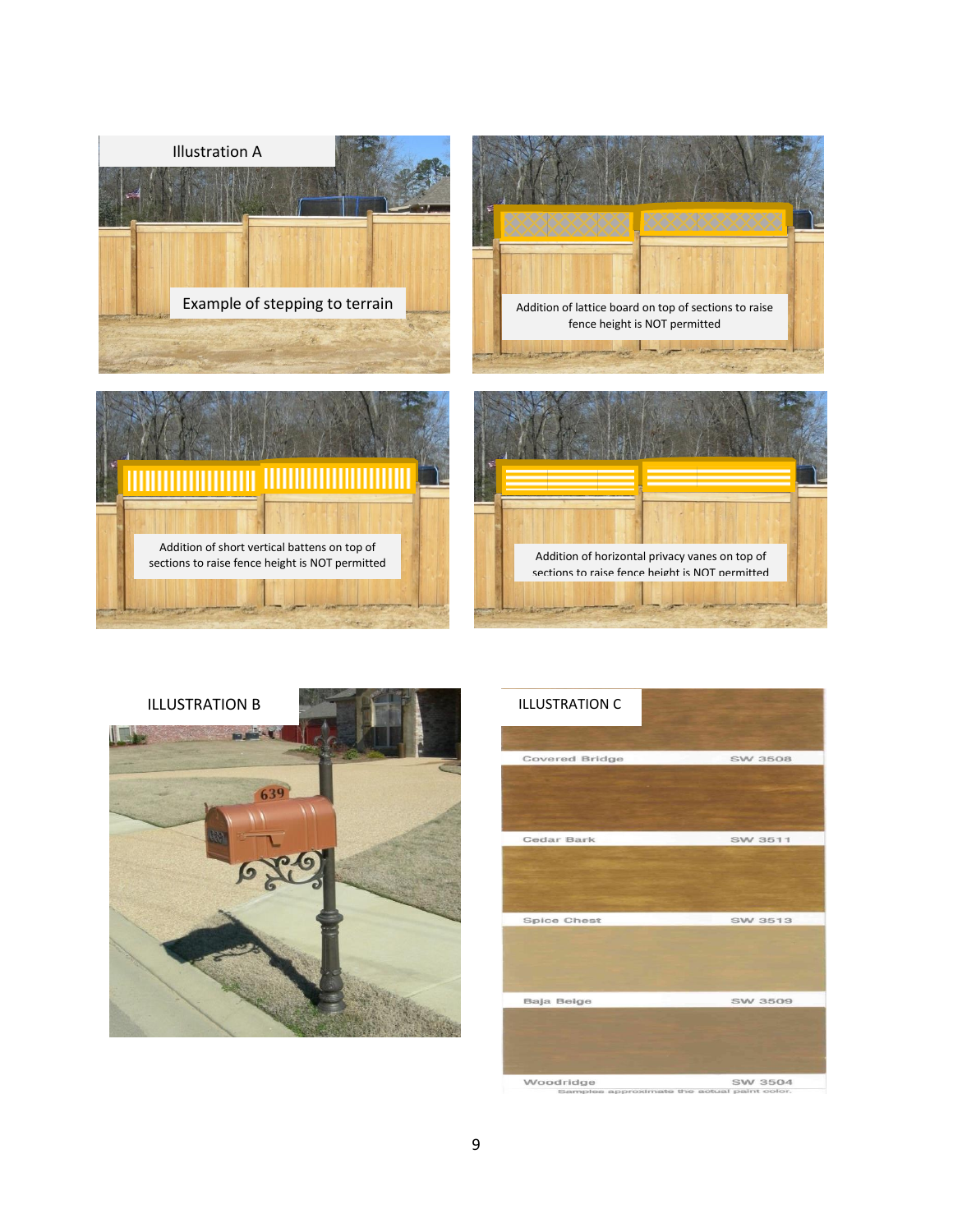Illustration A

Example of stepping to terrain

Addition of lattice board on top of sections to raise fence height is NOT permitted

Addition of short vertical battens on top of sections to raise fence height is NOT permitted

Addition of horizontal privacy vanes on top of sections to raise fence height is NOT permitted

ILLUSTRATION B

ILLUSTRATION C

Covered Bridge SW 3508

Cedar Bark SW 3511

Spice Chest SW 3513

Baja Beige SW 3509

Woodridge SW 3504

Samples approximate the actual paint color.